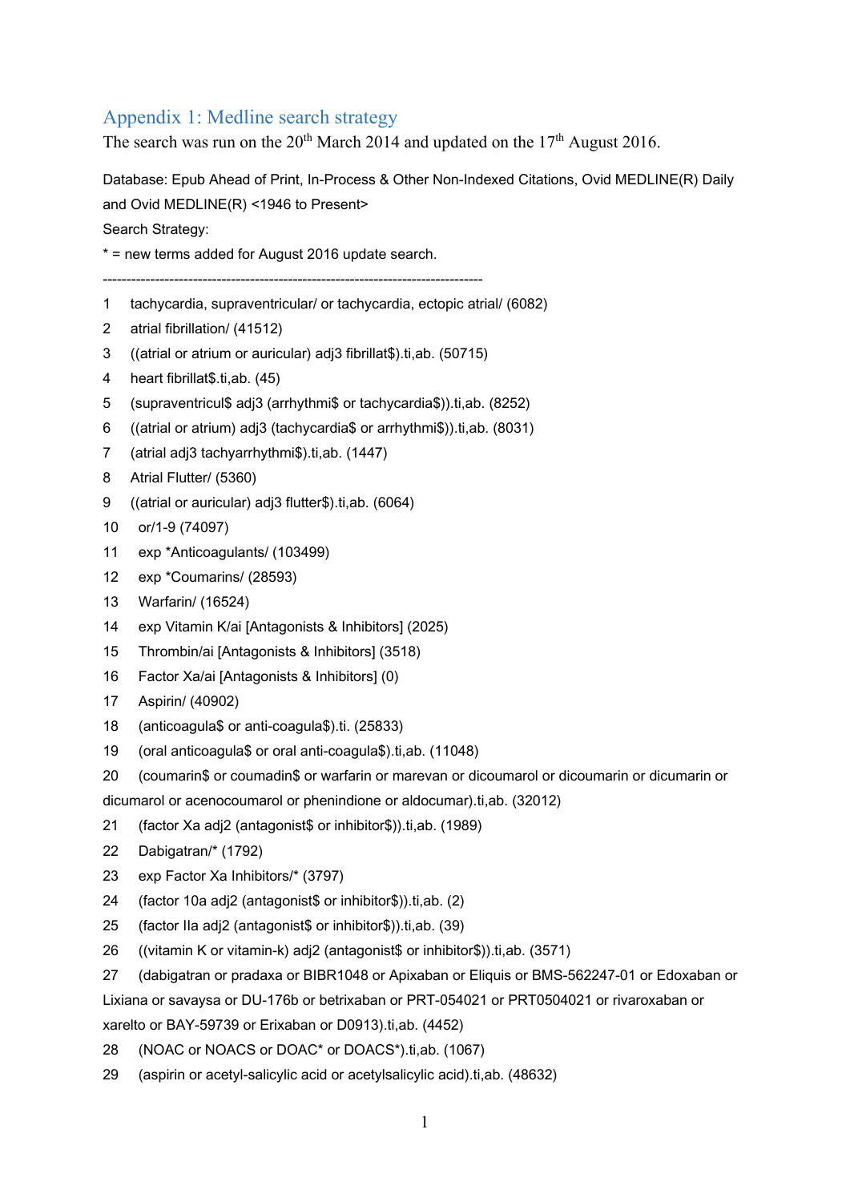# Appendix 1: Medline search strategy

The search was run on the 20th March 2014 and updated on the 17th August 2016.

Database: Epub Ahead of Print, In-Process & Other Non-Indexed Citations, Ovid MEDLINE(R) Daily and Ovid MEDLINE(R) <1946 to Present>

Search Strategy:

* = new terms added for August 2016 update search.

--------------------------------------------------------------------------------

1 tachycardia, supraventricular/ or tachycardia, ectopic atrial/ (6082)

2 atrial fibrillation/ (41512)

3 ((atrial or atrium or auricular) adj3 fibrillat$).ti,ab. (50715)

4 heart fibrillat$.ti,ab. (45)

5 (supraventricul$ adj3 (arrhythmi$ or tachycardia$)).ti,ab. (8252)

6 ((atrial or atrium) adj3 (tachycardia$ or arrhythmi$)).ti,ab. (8031)

7 (atrial adj3 tachyarrhythmi$).ti,ab. (1447)

8 Atrial Flutter/ (5360)

9 ((atrial or auricular) adj3 flutter$).ti,ab. (6064)

10 or/1-9 (74097)

11 exp *Anticoagulants/ (103499)

12 exp *Coumarins/ (28593)

13 Warfarin/ (16524)

14 exp Vitamin K/ai [Antagonists & Inhibitors] (2025)

15 Thrombin/ai [Antagonists & Inhibitors] (3518)

16 Factor Xa/ai [Antagonists & Inhibitors] (0)

17 Aspirin/ (40902)

18 (anticoagula$ or anti-coagula$).ti. (25833)

19 (oral anticoagula$ or oral anti-coagula$).ti,ab. (11048)

20 (coumarin$ or coumadin$ or warfarin or marevan or dicoumarol or dicoumarin or dicumarin or dicumarol or acenocoumarol or phenindione or aldocumar).ti,ab. (32012)

21 (factor Xa adj2 (antagonist$ or inhibitor$)).ti,ab. (1989)

22 Dabigatran/* (1792)

23 exp Factor Xa Inhibitors/* (3797)

24 (factor 10a adj2 (antagonist$ or inhibitor$)).ti,ab. (2)

25 (factor IIa adj2 (antagonist$ or inhibitor$)).ti,ab. (39)

26 ((vitamin K or vitamin-k) adj2 (antagonist$ or inhibitor$)).ti,ab. (3571)

27 (dabigatran or pradaxa or BIBR1048 or Apixaban or Eliquis or BMS-562247-01 or Edoxaban or Lixiana or savaysa or DU-176b or betrixaban or PRT-054021 or PRT0504021 or rivaroxaban or xarelto or BAY-59739 or Erixaban or D0913).ti,ab. (4452)

28 (NOAC or NOACS or DOAC* or DOACS*).ti,ab. (1067)

29 (aspirin or acetyl-salicylic acid or acetylsalicylic acid).ti,ab. (48632)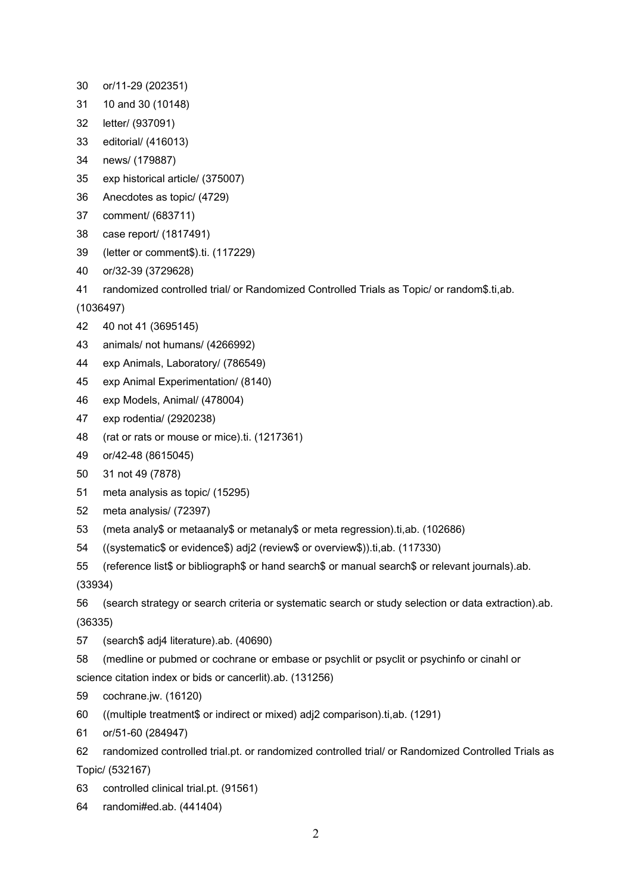30 or/11-29 (202351)

31 10 and 30 (10148)

32 letter/ (937091)

33 editorial/ (416013)

34 news/ (179887)

35 exp historical article/ (375007)

36 Anecdotes as topic/ (4729)

37 comment/ (683711)

38 case report/ (1817491)

39 (letter or comment$).ti. (117229)

40 or/32-39 (3729628)

41 randomized controlled trial/ or Randomized Controlled Trials as Topic/ or random$.ti,ab. (1036497)

42 40 not 41 (3695145)

43 animals/ not humans/ (4266992)

44 exp Animals, Laboratory/ (786549)

45 exp Animal Experimentation/ (8140)

46 exp Models, Animal/ (478004)

47 exp rodentia/ (2920238)

48 (rat or rats or mouse or mice).ti. (1217361)

49 or/42-48 (8615045)

50 31 not 49 (7878)

51 meta analysis as topic/ (15295)

52 meta analysis/ (72397)

53 (meta analy$ or metaanaly$ or metanaly$ or meta regression).ti,ab. (102686)

54 ((systematic$ or evidence$) adj2 (review$ or overview$)).ti,ab. (117330)

55 (reference list$ or bibliograph$ or hand search$ or manual search$ or relevant journals).ab. (33934)

56 (search strategy or search criteria or systematic search or study selection or data extraction).ab. (36335)

57 (search$ adj4 literature).ab. (40690)

58 (medline or pubmed or cochrane or embase or psychlit or psyclit or psychinfo or cinahl or science citation index or bids or cancerlit).ab. (131256)

59 cochrane.jw. (16120)

60 ((multiple treatment$ or indirect or mixed) adj2 comparison).ti,ab. (1291)

61 or/51-60 (284947)

62 randomized controlled trial.pt. or randomized controlled trial/ or Randomized Controlled Trials as Topic/ (532167)

63 controlled clinical trial.pt. (91561)

64 randomi#ed.ab. (441404)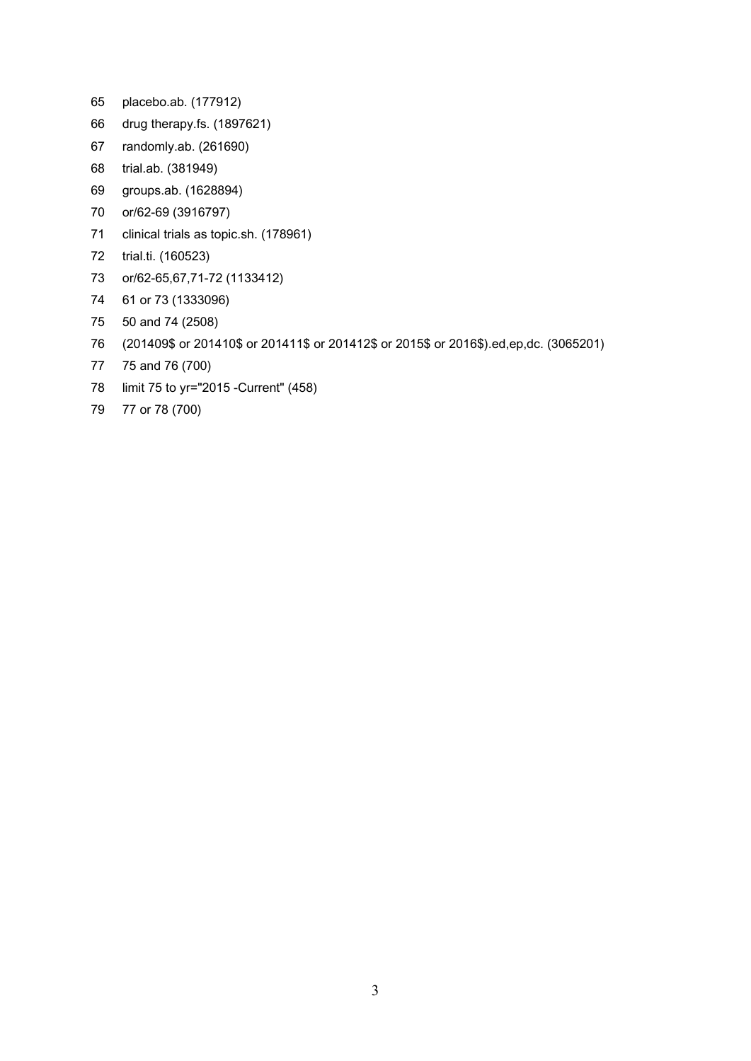65 placebo.ab. (177912)

66 drug therapy.fs. (1897621)

67 randomly.ab. (261690)

68 trial.ab. (381949)

69 groups.ab. (1628894)

70 or/62-69 (3916797)

71 clinical trials as topic.sh. (178961)

72 trial.ti. (160523)

73 or/62-65,67,71-72 (1133412)

74 61 or 73 (1333096)

75 50 and 74 (2508)

76 (201409$ or 201410$ or 201411$ or 201412$ or 2015$ or 2016$).ed,ep,dc. (3065201)

77 75 and 76 (700)

78 limit 75 to yr="2015 -Current" (458)

79 77 or 78 (700)